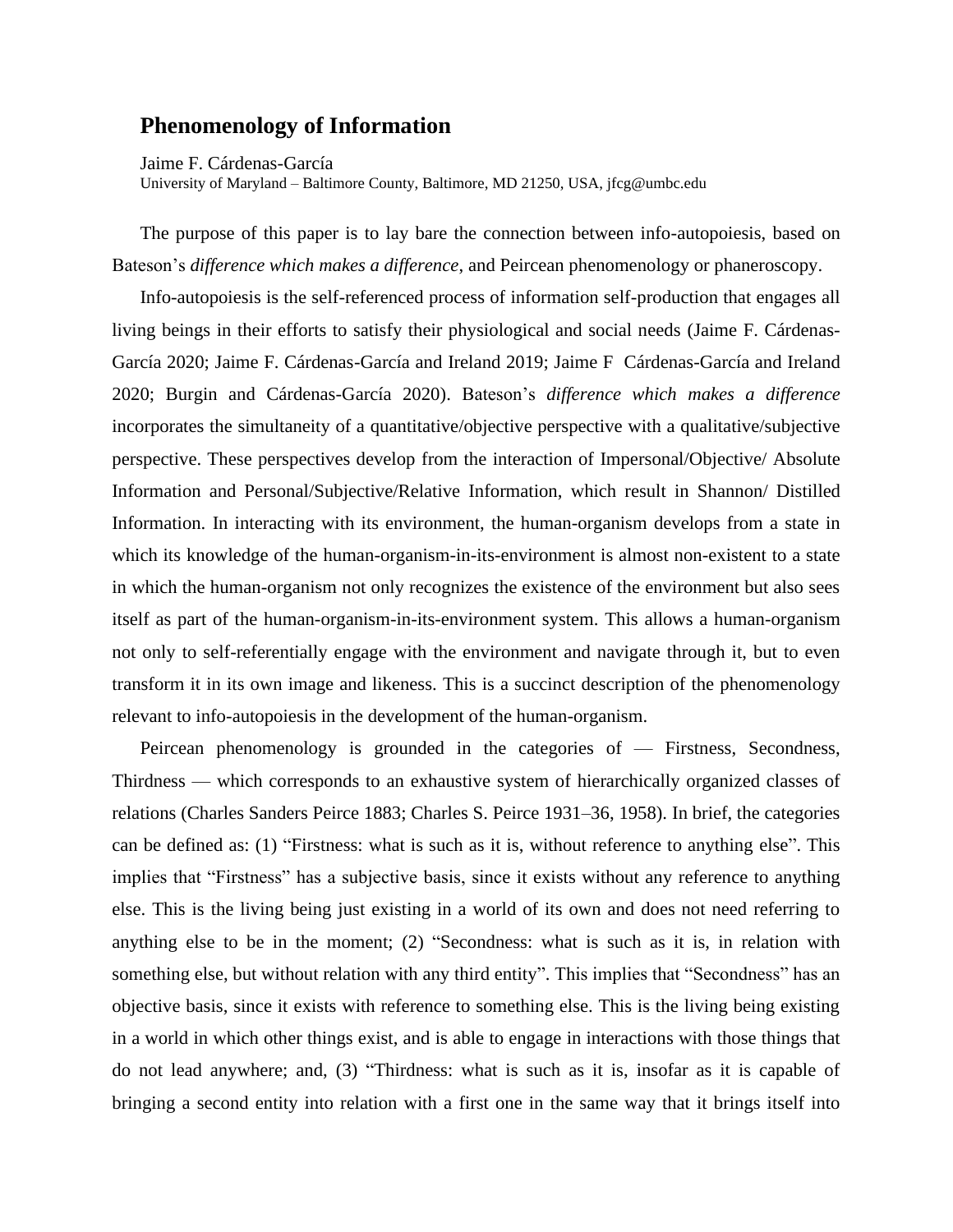# Phenomenology of Information

Jaime F. Cárdenas-García

University of Maryland – Baltimore County, Baltimore, MD 21250, USA, jfcg@umbc.edu

The purpose of this paper is to lay bare the connection between info-autopoiesis, based on Bateson's *difference which makes a difference*, and Peircean phenomenology or phaneroscopy.

Info-autopoiesis is the self-referenced process of information self-production that engages all living beings in their efforts to satisfy their physiological and social needs (Jaime F. Cárdenas-García 2020; Jaime F. Cárdenas-García and Ireland 2019; Jaime F Cárdenas-García and Ireland 2020; Burgin and Cárdenas-García 2020). Bateson's *difference which makes a difference* incorporates the simultaneity of a quantitative/objective perspective with a qualitative/subjective perspective. These perspectives develop from the interaction of Impersonal/Objective/ Absolute Information and Personal/Subjective/Relative Information, which result in Shannon/ Distilled Information. In interacting with its environment, the human-organism develops from a state in which its knowledge of the human-organism-in-its-environment is almost non-existent to a state in which the human-organism not only recognizes the existence of the environment but also sees itself as part of the human-organism-in-its-environment system. This allows a human-organism not only to self-referentially engage with the environment and navigate through it, but to even transform it in its own image and likeness. This is a succinct description of the phenomenology relevant to info-autopoiesis in the development of the human-organism.

Peircean phenomenology is grounded in the categories of — Firstness, Secondness, Thirdness — which corresponds to an exhaustive system of hierarchically organized classes of relations (Charles Sanders Peirce 1883; Charles S. Peirce 1931–36, 1958). In brief, the categories can be defined as: (1) "Firstness: what is such as it is, without reference to anything else". This implies that "Firstness" has a subjective basis, since it exists without any reference to anything else. This is the living being just existing in a world of its own and does not need referring to anything else to be in the moment; (2) "Secondness: what is such as it is, in relation with something else, but without relation with any third entity". This implies that "Secondness" has an objective basis, since it exists with reference to something else. This is the living being existing in a world in which other things exist, and is able to engage in interactions with those things that do not lead anywhere; and, (3) "Thirdness: what is such as it is, insofar as it is capable of bringing a second entity into relation with a first one in the same way that it brings itself into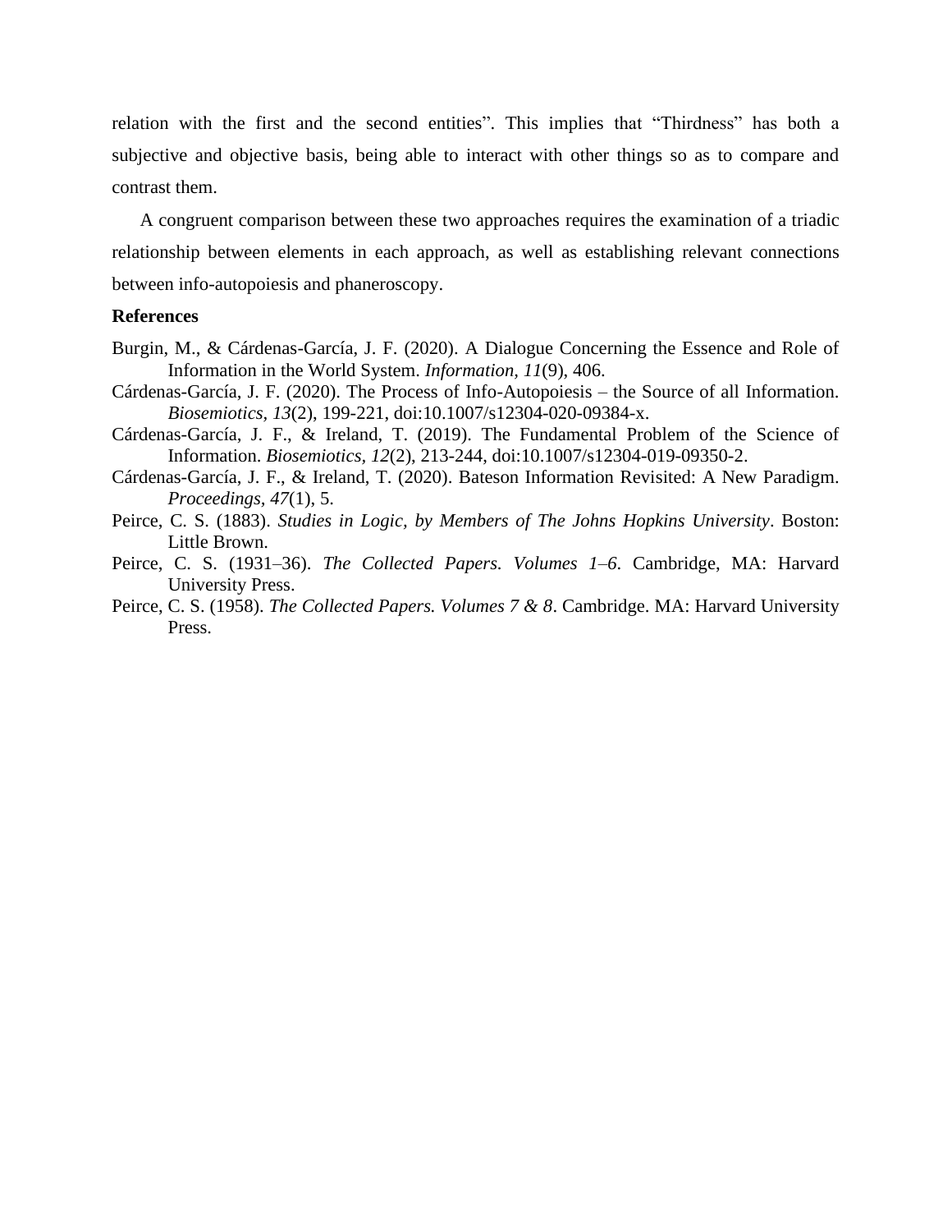relation with the first and the second entities". This implies that "Thirdness" has both a subjective and objective basis, being able to interact with other things so as to compare and contrast them.

A congruent comparison between these two approaches requires the examination of a triadic relationship between elements in each approach, as well as establishing relevant connections between info-autopoiesis and phaneroscopy.

**References**

Burgin, M., & Cárdenas-García, J. F. (2020). A Dialogue Concerning the Essence and Role of Information in the World System. *Information*, *11*(9), 406.

Cárdenas-García, J. F. (2020). The Process of Info-Autopoiesis – the Source of all Information. *Biosemiotics*, *13*(2), 199-221, doi:10.1007/s12304-020-09384-x.

Cárdenas-García, J. F., & Ireland, T. (2019). The Fundamental Problem of the Science of Information. *Biosemiotics*, *12*(2), 213-244, doi:10.1007/s12304-019-09350-2.

Cárdenas-García, J. F., & Ireland, T. (2020). Bateson Information Revisited: A New Paradigm. *Proceedings*, *47*(1), 5.

Peirce, C. S. (1883). *Studies in Logic, by Members of The Johns Hopkins University*. Boston: Little Brown.

Peirce, C. S. (1931–36). *The Collected Papers. Volumes 1–6*. Cambridge, MA: Harvard University Press.

Peirce, C. S. (1958). *The Collected Papers. Volumes 7 & 8*. Cambridge. MA: Harvard University Press.